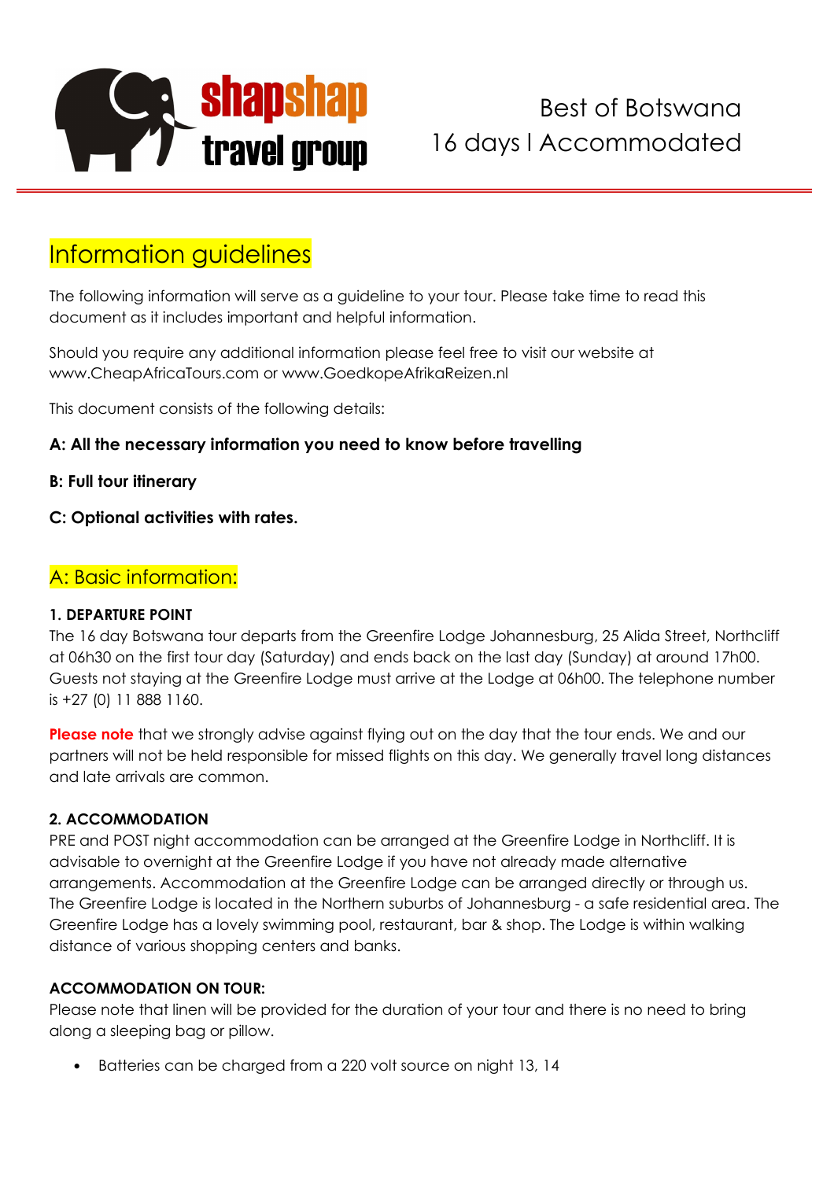shapshap travel group

Best of Botswana
16 days I Accommodated

# Information guidelines

The following information will serve as a guideline to your tour. Please take time to read this document as it includes important and helpful information.

Should you require any additional information please feel free to visit our website at www.CheapAfricaTours.com or www.GoedkopeAfrikaReizen.nl

This document consists of the following details:

**A: All the necessary information you need to know before travelling**

**B: Full tour itinerary**

**C: Optional activities with rates.**

## A: Basic information:

**1. DEPARTURE POINT**
The 16 day Botswana tour departs from the Greenfire Lodge Johannesburg, 25 Alida Street, Northcliff at 06h30 on the first tour day (Saturday) and ends back on the last day (Sunday) at around 17h00. Guests not staying at the Greenfire Lodge must arrive at the Lodge at 06h00. The telephone number is +27 (0) 11 888 1160.

**Please note** that we strongly advise against flying out on the day that the tour ends. We and our partners will not be held responsible for missed flights on this day. We generally travel long distances and late arrivals are common.

**2. ACCOMMODATION**
PRE and POST night accommodation can be arranged at the Greenfire Lodge in Northcliff. It is advisable to overnight at the Greenfire Lodge if you have not already made alternative arrangements. Accommodation at the Greenfire Lodge can be arranged directly or through us. The Greenfire Lodge is located in the Northern suburbs of Johannesburg - a safe residential area. The Greenfire Lodge has a lovely swimming pool, restaurant, bar & shop. The Lodge is within walking distance of various shopping centers and banks.

**ACCOMMODATION ON TOUR:**
Please note that linen will be provided for the duration of your tour and there is no need to bring along a sleeping bag or pillow.

- Batteries can be charged from a 220 volt source on night 13, 14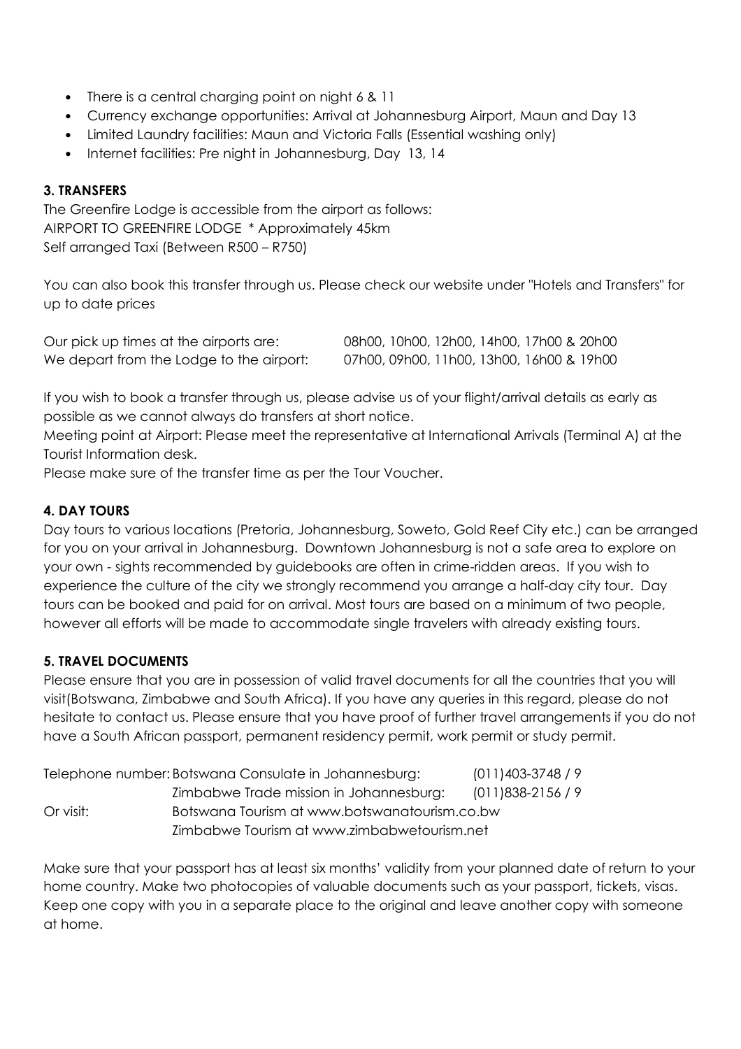- There is a central charging point on night 6 & 11
- Currency exchange opportunities: Arrival at Johannesburg Airport, Maun and Day 13
- Limited Laundry facilities: Maun and Victoria Falls (Essential washing only)
- Internet facilities: Pre night in Johannesburg, Day 13, 14

### 3. TRANSFERS

The Greenfire Lodge is accessible from the airport as follows:
AIRPORT TO GREENFIRE LODGE * Approximately 45km
Self arranged Taxi (Between R500 – R750)

You can also book this transfer through us. Please check our website under "Hotels and Transfers" for up to date prices

| | |
|---|---|
| Our pick up times at the airports are: | 08h00, 10h00, 12h00, 14h00, 17h00 & 20h00 |
| We depart from the Lodge to the airport: | 07h00, 09h00, 11h00, 13h00, 16h00 & 19h00 |

If you wish to book a transfer through us, please advise us of your flight/arrival details as early as possible as we cannot always do transfers at short notice.
Meeting point at Airport: Please meet the representative at International Arrivals (Terminal A) at the Tourist Information desk.
Please make sure of the transfer time as per the Tour Voucher.

### 4. DAY TOURS

Day tours to various locations (Pretoria, Johannesburg, Soweto, Gold Reef City etc.) can be arranged for you on your arrival in Johannesburg. Downtown Johannesburg is not a safe area to explore on your own - sights recommended by guidebooks are often in crime-ridden areas. If you wish to experience the culture of the city we strongly recommend you arrange a half-day city tour. Day tours can be booked and paid for on arrival. Most tours are based on a minimum of two people, however all efforts will be made to accommodate single travelers with already existing tours.

### 5. TRAVEL DOCUMENTS

Please ensure that you are in possession of valid travel documents for all the countries that you will visit(Botswana, Zimbabwe and South Africa). If you have any queries in this regard, please do not hesitate to contact us. Please ensure that you have proof of further travel arrangements if you do not have a South African passport, permanent residency permit, work permit or study permit.

| | | |
|---|---|---|
| Telephone number: | Botswana Consulate in Johannesburg: | (011)403-3748 / 9 |
| | Zimbabwe Trade mission in Johannesburg: | (011)838-2156 / 9 |
| Or visit: | Botswana Tourism at www.botswanatourism.co.bw | |
| | Zimbabwe Tourism at www.zimbabwetourism.net | |

Make sure that your passport has at least six months' validity from your planned date of return to your home country. Make two photocopies of valuable documents such as your passport, tickets, visas. Keep one copy with you in a separate place to the original and leave another copy with someone at home.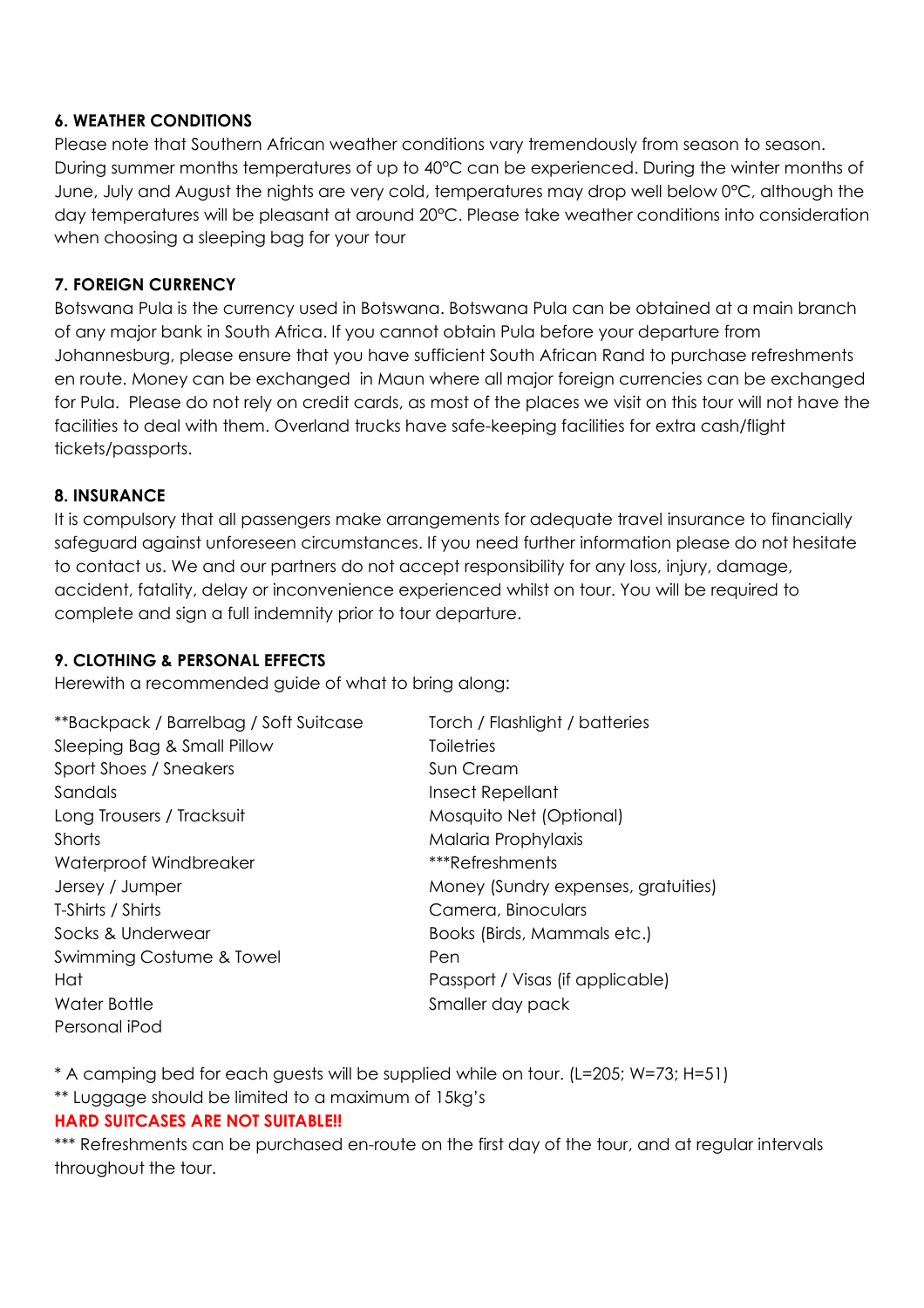### 6. WEATHER CONDITIONS

Please note that Southern African weather conditions vary tremendously from season to season. During summer months temperatures of up to 40°C can be experienced. During the winter months of June, July and August the nights are very cold, temperatures may drop well below 0°C, although the day temperatures will be pleasant at around 20°C. Please take weather conditions into consideration when choosing a sleeping bag for your tour

### 7. FOREIGN CURRENCY

Botswana Pula is the currency used in Botswana. Botswana Pula can be obtained at a main branch of any major bank in South Africa. If you cannot obtain Pula before your departure from Johannesburg, please ensure that you have sufficient South African Rand to purchase refreshments en route. Money can be exchanged in Maun where all major foreign currencies can be exchanged for Pula. Please do not rely on credit cards, as most of the places we visit on this tour will not have the facilities to deal with them. Overland trucks have safe-keeping facilities for extra cash/flight tickets/passports.

### 8. INSURANCE

It is compulsory that all passengers make arrangements for adequate travel insurance to financially safeguard against unforeseen circumstances. If you need further information please do not hesitate to contact us. We and our partners do not accept responsibility for any loss, injury, damage, accident, fatality, delay or inconvenience experienced whilst on tour. You will be required to complete and sign a full indemnity prior to tour departure.

### 9. CLOTHING & PERSONAL EFFECTS

Herewith a recommended guide of what to bring along:

- **Backpack / Barrelbag / Soft Suitcase
- Sleeping Bag & Small Pillow
- Sport Shoes / Sneakers
- Sandals
- Long Trousers / Tracksuit
- Shorts
- Waterproof Windbreaker
- Jersey / Jumper
- T-Shirts / Shirts
- Socks & Underwear
- Swimming Costume & Towel
- Hat
- Water Bottle
- Personal iPod
- Torch / Flashlight / batteries
- Toiletries
- Sun Cream
- Insect Repellant
- Mosquito Net (Optional)
- Malaria Prophylaxis
- ***Refreshments
- Money (Sundry expenses, gratuities)
- Camera, Binoculars
- Books (Birds, Mammals etc.)
- Pen
- Passport / Visas (if applicable)
- Smaller day pack

* A camping bed for each guests will be supplied while on tour. (L=205; W=73; H=51)

** Luggage should be limited to a maximum of 15kg's

**HARD SUITCASES ARE NOT SUITABLE!!**

*** Refreshments can be purchased en-route on the first day of the tour, and at regular intervals throughout the tour.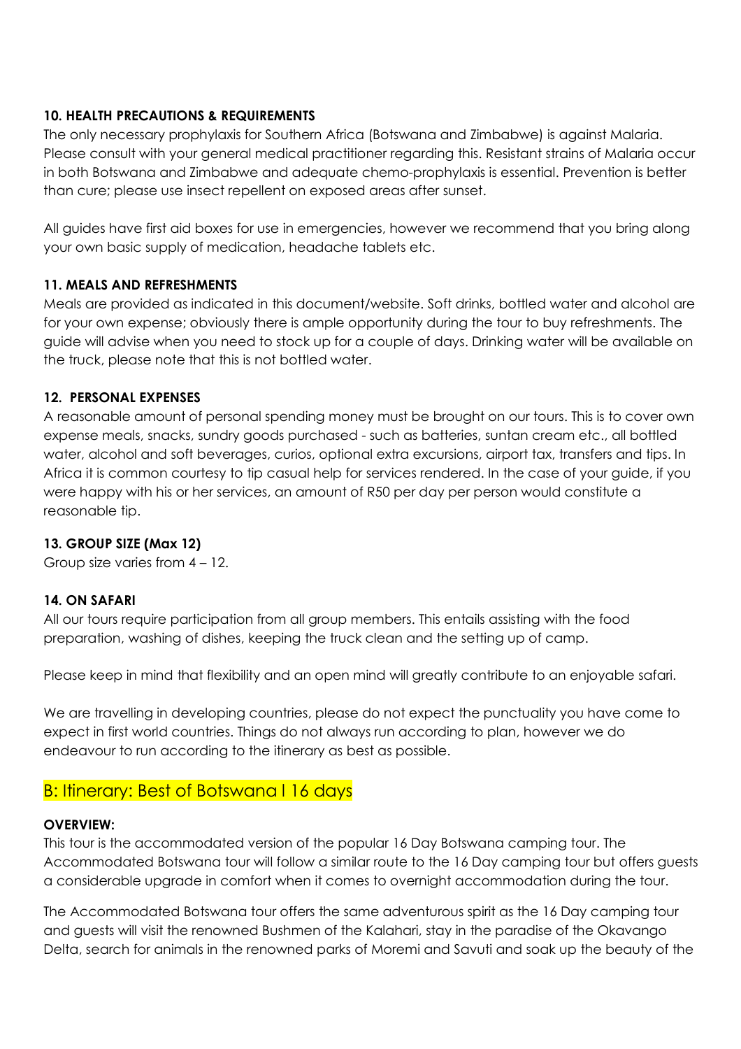### 10. HEALTH PRECAUTIONS & REQUIREMENTS

The only necessary prophylaxis for Southern Africa (Botswana and Zimbabwe) is against Malaria. Please consult with your general medical practitioner regarding this. Resistant strains of Malaria occur in both Botswana and Zimbabwe and adequate chemo-prophylaxis is essential. Prevention is better than cure; please use insect repellent on exposed areas after sunset.

All guides have first aid boxes for use in emergencies, however we recommend that you bring along your own basic supply of medication, headache tablets etc.

### 11. MEALS AND REFRESHMENTS

Meals are provided as indicated in this document/website. Soft drinks, bottled water and alcohol are for your own expense; obviously there is ample opportunity during the tour to buy refreshments. The guide will advise when you need to stock up for a couple of days. Drinking water will be available on the truck, please note that this is not bottled water.

### 12. PERSONAL EXPENSES

A reasonable amount of personal spending money must be brought on our tours. This is to cover own expense meals, snacks, sundry goods purchased - such as batteries, suntan cream etc., all bottled water, alcohol and soft beverages, curios, optional extra excursions, airport tax, transfers and tips. In Africa it is common courtesy to tip casual help for services rendered. In the case of your guide, if you were happy with his or her services, an amount of R50 per day per person would constitute a reasonable tip.

### 13. GROUP SIZE (Max 12)

Group size varies from 4 – 12.

### 14. ON SAFARI

All our tours require participation from all group members. This entails assisting with the food preparation, washing of dishes, keeping the truck clean and the setting up of camp.

Please keep in mind that flexibility and an open mind will greatly contribute to an enjoyable safari.

We are travelling in developing countries, please do not expect the punctuality you have come to expect in first world countries. Things do not always run according to plan, however we do endeavour to run according to the itinerary as best as possible.

## B: Itinerary: Best of Botswana I 16 days

**OVERVIEW:**

This tour is the accommodated version of the popular 16 Day Botswana camping tour. The Accommodated Botswana tour will follow a similar route to the 16 Day camping tour but offers guests a considerable upgrade in comfort when it comes to overnight accommodation during the tour.

The Accommodated Botswana tour offers the same adventurous spirit as the 16 Day camping tour and guests will visit the renowned Bushmen of the Kalahari, stay in the paradise of the Okavango Delta, search for animals in the renowned parks of Moremi and Savuti and soak up the beauty of the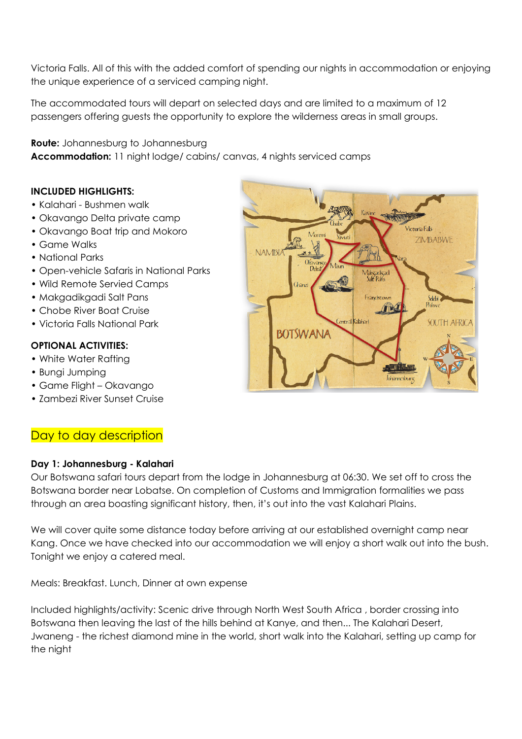Victoria Falls. All of this with the added comfort of spending our nights in accommodation or enjoying the unique experience of a serviced camping night.

The accommodated tours will depart on selected days and are limited to a maximum of 12 passengers offering guests the opportunity to explore the wilderness areas in small groups.

**Route:** Johannesburg to Johannesburg
**Accommodation:** 11 night lodge/ cabins/ canvas, 4 nights serviced camps

**INCLUDED HIGHLIGHTS:**

- Kalahari - Bushmen walk
- Okavango Delta private camp
- Okavango Boat trip and Mokoro
- Game Walks
- National Parks
- Open-vehicle Safaris in National Parks
- Wild Remote Servied Camps
- Makgadikgadi Salt Pans
- Chobe River Boat Cruise
- Victoria Falls National Park

**OPTIONAL ACTIVITIES:**

- White Water Rafting
- Bungi Jumping
- Game Flight – Okavango
- Zambezi River Sunset Cruise

## Day to day description

**Day 1: Johannesburg - Kalahari**
Our Botswana safari tours depart from the lodge in Johannesburg at 06:30. We set off to cross the Botswana border near Lobatse. On completion of Customs and Immigration formalities we pass through an area boasting significant history, then, it's out into the vast Kalahari Plains.

We will cover quite some distance today before arriving at our established overnight camp near Kang. Once we have checked into our accommodation we will enjoy a short walk out into the bush. Tonight we enjoy a catered meal.

Meals: Breakfast. Lunch, Dinner at own expense

Included highlights/activity: Scenic drive through North West South Africa , border crossing into Botswana then leaving the last of the hills behind at Kanye, and then... The Kalahari Desert, Jwaneng - the richest diamond mine in the world, short walk into the Kalahari, setting up camp for the night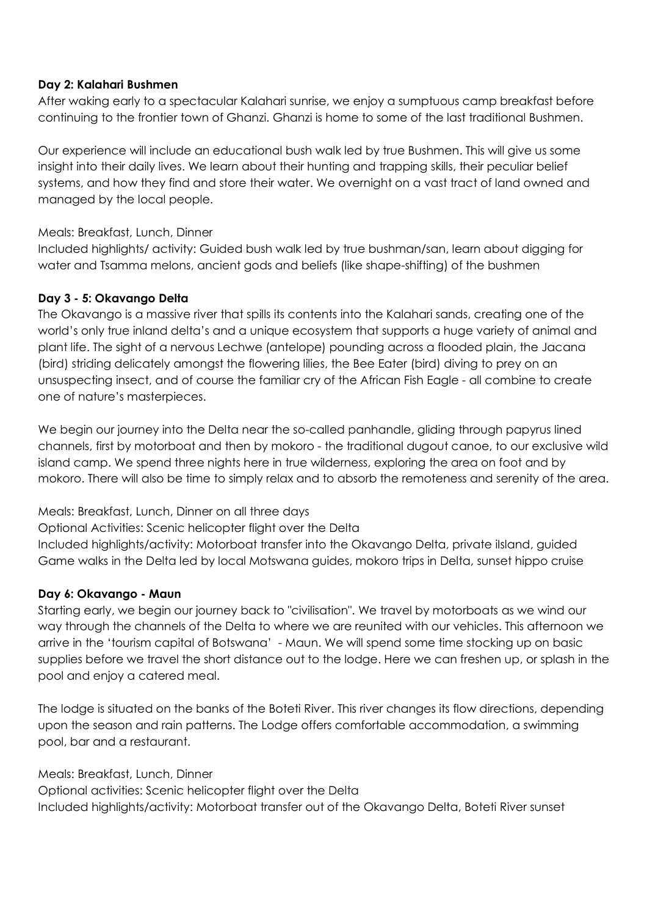**Day 2: Kalahari Bushmen**

After waking early to a spectacular Kalahari sunrise, we enjoy a sumptuous camp breakfast before continuing to the frontier town of Ghanzi. Ghanzi is home to some of the last traditional Bushmen.

Our experience will include an educational bush walk led by true Bushmen. This will give us some insight into their daily lives. We learn about their hunting and trapping skills, their peculiar belief systems, and how they find and store their water. We overnight on a vast tract of land owned and managed by the local people.

Meals: Breakfast, Lunch, Dinner

Included highlights/ activity: Guided bush walk led by true bushman/san, learn about digging for water and Tsamma melons, ancient gods and beliefs (like shape-shifting) of the bushmen

**Day 3 - 5: Okavango Delta**

The Okavango is a massive river that spills its contents into the Kalahari sands, creating one of the world's only true inland delta's and a unique ecosystem that supports a huge variety of animal and plant life. The sight of a nervous Lechwe (antelope) pounding across a flooded plain, the Jacana (bird) striding delicately amongst the flowering lilies, the Bee Eater (bird) diving to prey on an unsuspecting insect, and of course the familiar cry of the African Fish Eagle - all combine to create one of nature's masterpieces.

We begin our journey into the Delta near the so-called panhandle, gliding through papyrus lined channels, first by motorboat and then by mokoro - the traditional dugout canoe, to our exclusive wild island camp. We spend three nights here in true wilderness, exploring the area on foot and by mokoro. There will also be time to simply relax and to absorb the remoteness and serenity of the area.

Meals: Breakfast, Lunch, Dinner on all three days

Optional Activities: Scenic helicopter flight over the Delta

Included highlights/activity: Motorboat transfer into the Okavango Delta, private ilsland, guided Game walks in the Delta led by local Motswana guides, mokoro trips in Delta, sunset hippo cruise

**Day 6: Okavango - Maun**

Starting early, we begin our journey back to "civilisation". We travel by motorboats as we wind our way through the channels of the Delta to where we are reunited with our vehicles. This afternoon we arrive in the 'tourism capital of Botswana' - Maun. We will spend some time stocking up on basic supplies before we travel the short distance out to the lodge. Here we can freshen up, or splash in the pool and enjoy a catered meal.

The lodge is situated on the banks of the Boteti River. This river changes its flow directions, depending upon the season and rain patterns. The Lodge offers comfortable accommodation, a swimming pool, bar and a restaurant.

Meals: Breakfast, Lunch, Dinner

Optional activities: Scenic helicopter flight over the Delta

Included highlights/activity: Motorboat transfer out of the Okavango Delta, Boteti River sunset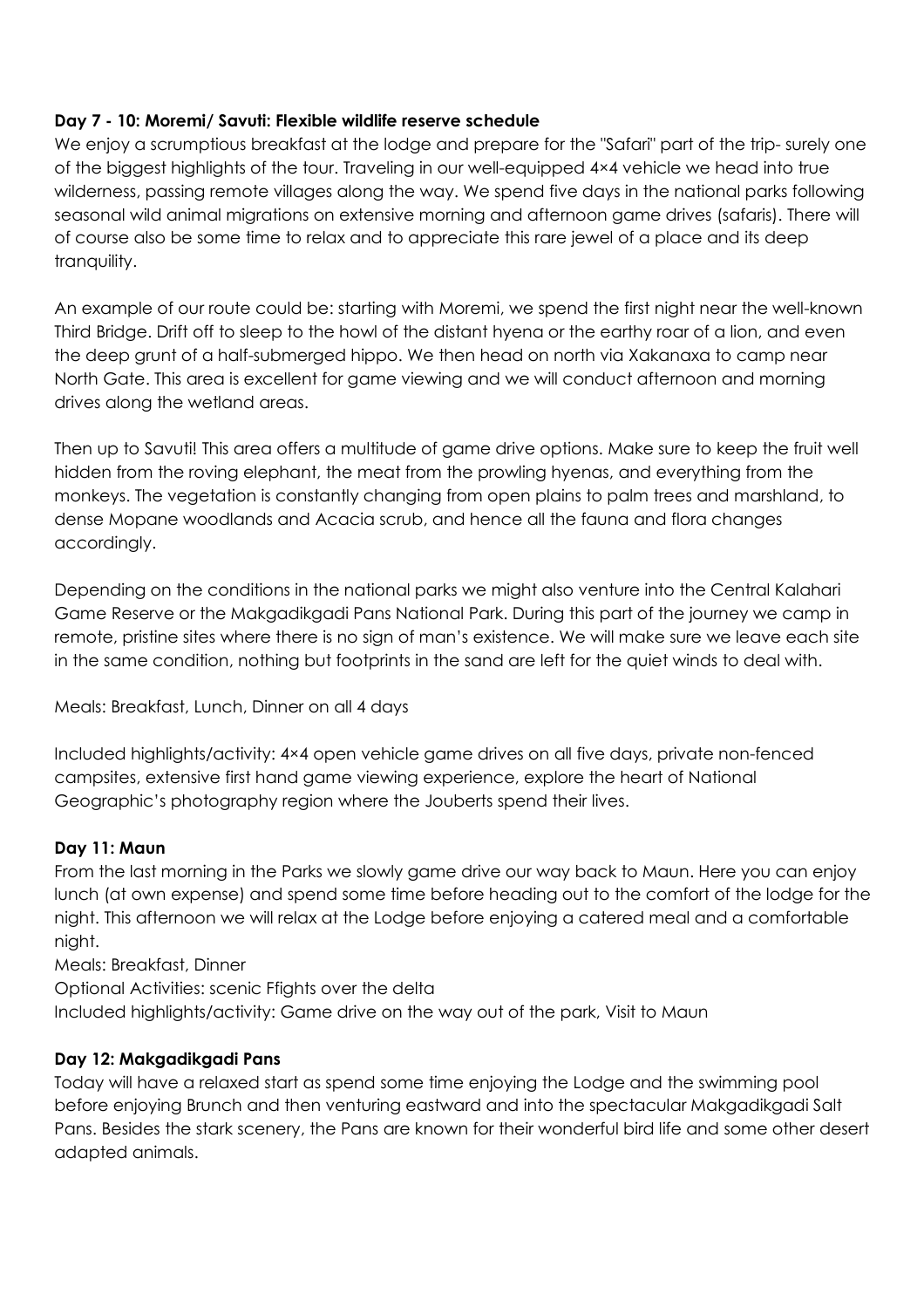**Day 7 - 10: Moremi/ Savuti: Flexible wildlife reserve schedule**

We enjoy a scrumptious breakfast at the lodge and prepare for the "Safari" part of the trip- surely one of the biggest highlights of the tour. Traveling in our well-equipped 4×4 vehicle we head into true wilderness, passing remote villages along the way. We spend five days in the national parks following seasonal wild animal migrations on extensive morning and afternoon game drives (safaris). There will of course also be some time to relax and to appreciate this rare jewel of a place and its deep tranquility.

An example of our route could be: starting with Moremi, we spend the first night near the well-known Third Bridge. Drift off to sleep to the howl of the distant hyena or the earthy roar of a lion, and even the deep grunt of a half-submerged hippo. We then head on north via Xakanaxa to camp near North Gate. This area is excellent for game viewing and we will conduct afternoon and morning drives along the wetland areas.

Then up to Savuti! This area offers a multitude of game drive options. Make sure to keep the fruit well hidden from the roving elephant, the meat from the prowling hyenas, and everything from the monkeys. The vegetation is constantly changing from open plains to palm trees and marshland, to dense Mopane woodlands and Acacia scrub, and hence all the fauna and flora changes accordingly.

Depending on the conditions in the national parks we might also venture into the Central Kalahari Game Reserve or the Makgadikgadi Pans National Park. During this part of the journey we camp in remote, pristine sites where there is no sign of man's existence. We will make sure we leave each site in the same condition, nothing but footprints in the sand are left for the quiet winds to deal with.

Meals: Breakfast, Lunch, Dinner on all 4 days

Included highlights/activity: 4×4 open vehicle game drives on all five days, private non-fenced campsites, extensive first hand game viewing experience, explore the heart of National Geographic's photography region where the Jouberts spend their lives.

**Day 11: Maun**

From the last morning in the Parks we slowly game drive our way back to Maun. Here you can enjoy lunch (at own expense) and spend some time before heading out to the comfort of the lodge for the night. This afternoon we will relax at the Lodge before enjoying a catered meal and a comfortable night.

Meals: Breakfast, Dinner

Optional Activities: scenic Ffights over the delta

Included highlights/activity: Game drive on the way out of the park, Visit to Maun

**Day 12: Makgadikgadi Pans**

Today will have a relaxed start as spend some time enjoying the Lodge and the swimming pool before enjoying Brunch and then venturing eastward and into the spectacular Makgadikgadi Salt Pans. Besides the stark scenery, the Pans are known for their wonderful bird life and some other desert adapted animals.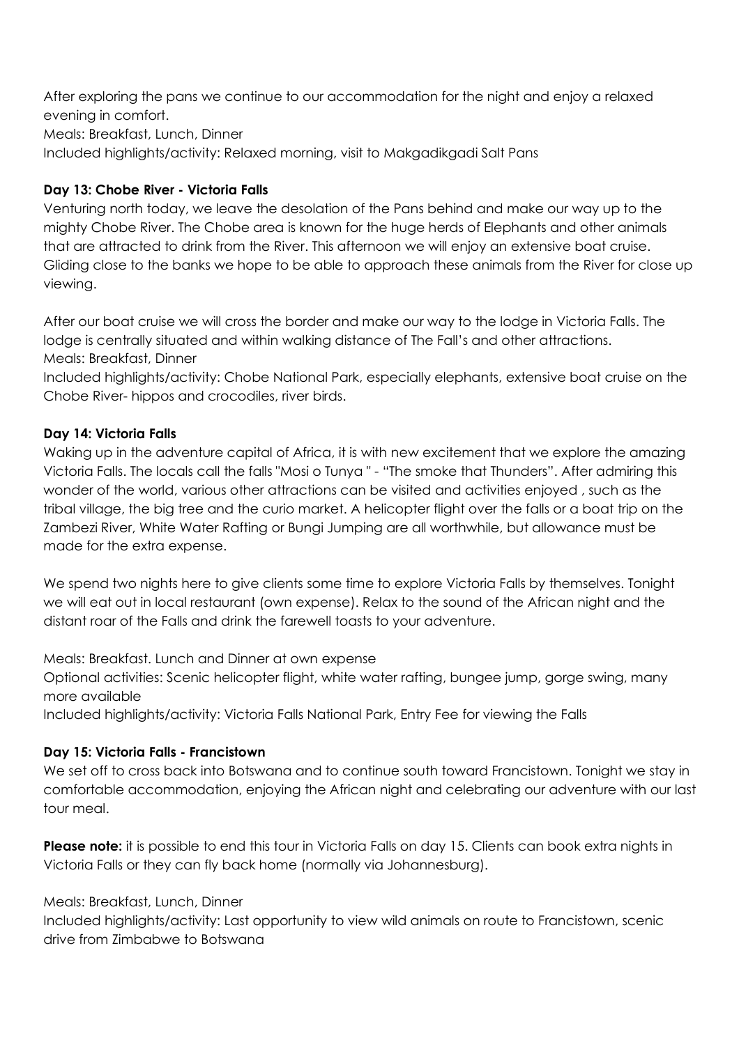After exploring the pans we continue to our accommodation for the night and enjoy a relaxed evening in comfort.
Meals: Breakfast, Lunch, Dinner
Included highlights/activity: Relaxed morning, visit to Makgadikgadi Salt Pans

**Day 13: Chobe River - Victoria Falls**

Venturing north today, we leave the desolation of the Pans behind and make our way up to the mighty Chobe River. The Chobe area is known for the huge herds of Elephants and other animals that are attracted to drink from the River. This afternoon we will enjoy an extensive boat cruise. Gliding close to the banks we hope to be able to approach these animals from the River for close up viewing.

After our boat cruise we will cross the border and make our way to the lodge in Victoria Falls. The lodge is centrally situated and within walking distance of The Fall's and other attractions.
Meals: Breakfast, Dinner
Included highlights/activity: Chobe National Park, especially elephants, extensive boat cruise on the Chobe River- hippos and crocodiles, river birds.

**Day 14: Victoria Falls**

Waking up in the adventure capital of Africa, it is with new excitement that we explore the amazing Victoria Falls. The locals call the falls "Mosi o Tunya " - "The smoke that Thunders". After admiring this wonder of the world, various other attractions can be visited and activities enjoyed , such as the tribal village, the big tree and the curio market. A helicopter flight over the falls or a boat trip on the Zambezi River, White Water Rafting or Bungi Jumping are all worthwhile, but allowance must be made for the extra expense.

We spend two nights here to give clients some time to explore Victoria Falls by themselves. Tonight we will eat out in local restaurant (own expense). Relax to the sound of the African night and the distant roar of the Falls and drink the farewell toasts to your adventure.

Meals: Breakfast. Lunch and Dinner at own expense
Optional activities: Scenic helicopter flight, white water rafting, bungee jump, gorge swing, many more available
Included highlights/activity: Victoria Falls National Park, Entry Fee for viewing the Falls

**Day 15: Victoria Falls - Francistown**

We set off to cross back into Botswana and to continue south toward Francistown. Tonight we stay in comfortable accommodation, enjoying the African night and celebrating our adventure with our last tour meal.

**Please note:** it is possible to end this tour in Victoria Falls on day 15. Clients can book extra nights in Victoria Falls or they can fly back home (normally via Johannesburg).

Meals: Breakfast, Lunch, Dinner
Included highlights/activity: Last opportunity to view wild animals on route to Francistown, scenic drive from Zimbabwe to Botswana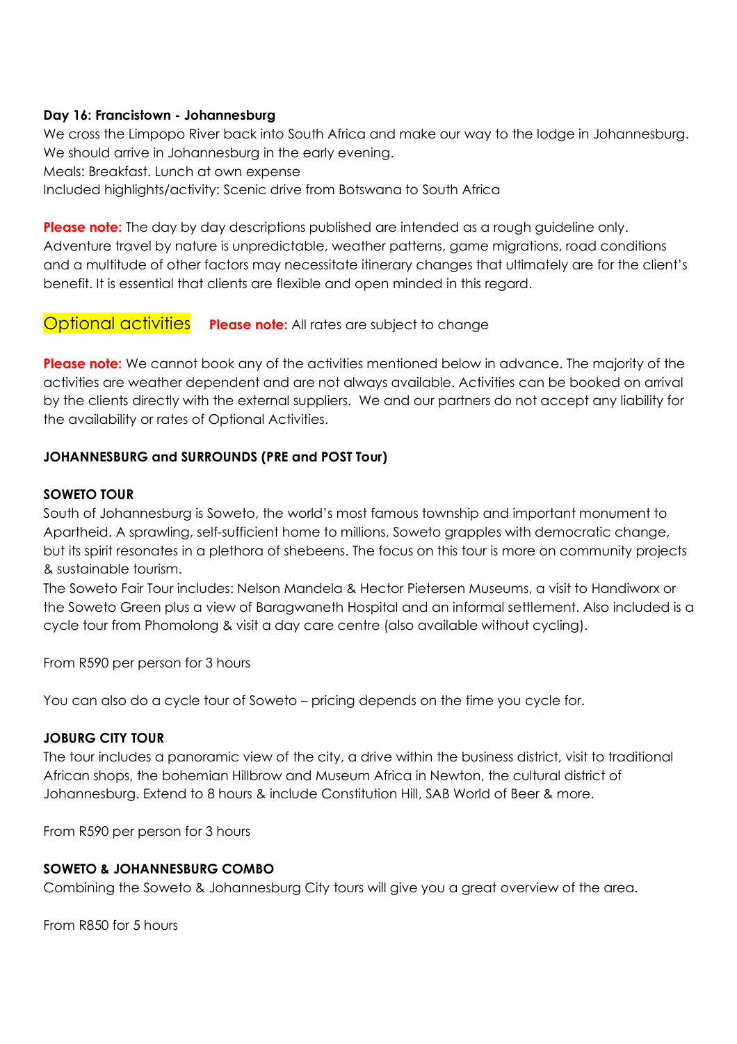**Day 16: Francistown - Johannesburg**

We cross the Limpopo River back into South Africa and make our way to the lodge in Johannesburg. We should arrive in Johannesburg in the early evening.

Meals: Breakfast. Lunch at own expense

Included highlights/activity: Scenic drive from Botswana to South Africa

**Please note:** The day by day descriptions published are intended as a rough guideline only. Adventure travel by nature is unpredictable, weather patterns, game migrations, road conditions and a multitude of other factors may necessitate itinerary changes that ultimately are for the client's benefit. It is essential that clients are flexible and open minded in this regard.

## Optional activities

**Please note:** All rates are subject to change

**Please note:** We cannot book any of the activities mentioned below in advance. The majority of the activities are weather dependent and are not always available. Activities can be booked on arrival by the clients directly with the external suppliers. We and our partners do not accept any liability for the availability or rates of Optional Activities.

### JOHANNESBURG and SURROUNDS (PRE and POST Tour)

**SOWETO TOUR**

South of Johannesburg is Soweto, the world's most famous township and important monument to Apartheid. A sprawling, self-sufficient home to millions, Soweto grapples with democratic change, but its spirit resonates in a plethora of shebeens. The focus on this tour is more on community projects & sustainable tourism.

The Soweto Fair Tour includes: Nelson Mandela & Hector Pietersen Museums, a visit to Handiworx or the Soweto Green plus a view of Baragwaneth Hospital and an informal settlement. Also included is a cycle tour from Phomolong & visit a day care centre (also available without cycling).

From R590 per person for 3 hours

You can also do a cycle tour of Soweto – pricing depends on the time you cycle for.

**JOBURG CITY TOUR**

The tour includes a panoramic view of the city, a drive within the business district, visit to traditional African shops, the bohemian Hillbrow and Museum Africa in Newton, the cultural district of Johannesburg. Extend to 8 hours & include Constitution Hill, SAB World of Beer & more.

From R590 per person for 3 hours

**SOWETO & JOHANNESBURG COMBO**

Combining the Soweto & Johannesburg City tours will give you a great overview of the area.

From R850 for 5 hours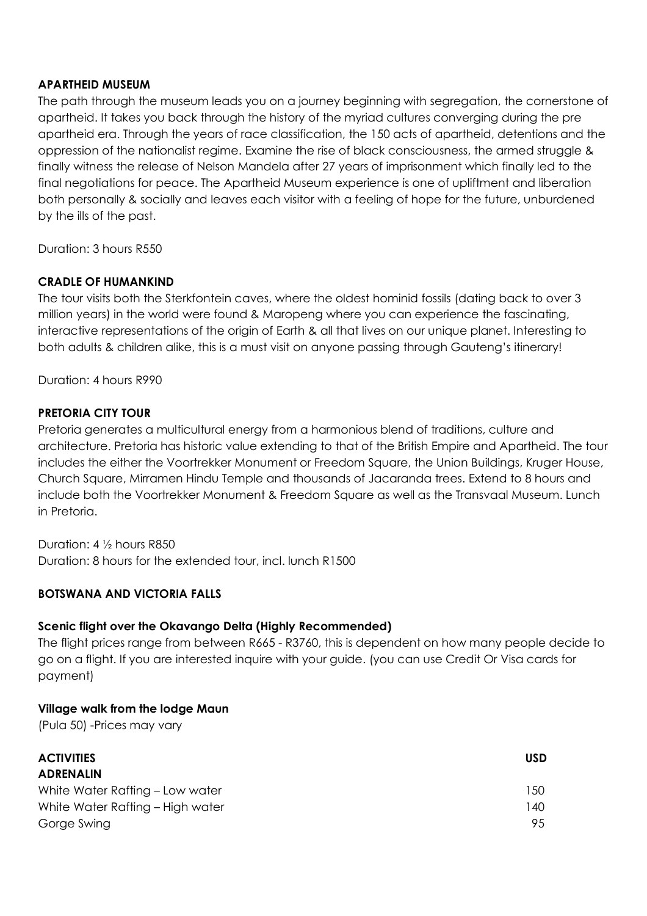**APARTHEID MUSEUM**

The path through the museum leads you on a journey beginning with segregation, the cornerstone of apartheid. It takes you back through the history of the myriad cultures converging during the pre apartheid era. Through the years of race classification, the 150 acts of apartheid, detentions and the oppression of the nationalist regime. Examine the rise of black consciousness, the armed struggle & finally witness the release of Nelson Mandela after 27 years of imprisonment which finally led to the final negotiations for peace. The Apartheid Museum experience is one of upliftment and liberation both personally & socially and leaves each visitor with a feeling of hope for the future, unburdened by the ills of the past.

Duration: 3 hours R550

**CRADLE OF HUMANKIND**

The tour visits both the Sterkfontein caves, where the oldest hominid fossils (dating back to over 3 million years) in the world were found & Maropeng where you can experience the fascinating, interactive representations of the origin of Earth & all that lives on our unique planet. Interesting to both adults & children alike, this is a must visit on anyone passing through Gauteng's itinerary!

Duration: 4 hours R990

**PRETORIA CITY TOUR**

Pretoria generates a multicultural energy from a harmonious blend of traditions, culture and architecture. Pretoria has historic value extending to that of the British Empire and Apartheid. The tour includes the either the Voortrekker Monument or Freedom Square, the Union Buildings, Kruger House, Church Square, Mirramen Hindu Temple and thousands of Jacaranda trees. Extend to 8 hours and include both the Voortrekker Monument & Freedom Square as well as the Transvaal Museum. Lunch in Pretoria.

Duration: 4 ½ hours R850
Duration: 8 hours for the extended tour, incl. lunch R1500

**BOTSWANA AND VICTORIA FALLS**

**Scenic flight over the Okavango Delta (Highly Recommended)**

The flight prices range from between R665 - R3760, this is dependent on how many people decide to go on a flight. If you are interested inquire with your guide. (you can use Credit Or Visa cards for payment)

**Village walk from the lodge Maun**

(Pula 50) -Prices may vary

| **ACTIVITIES** | **USD** |
|---|---|
| **ADRENALIN** | |
| White Water Rafting – Low water | 150 |
| White Water Rafting – High water | 140 |
| Gorge Swing | 95 |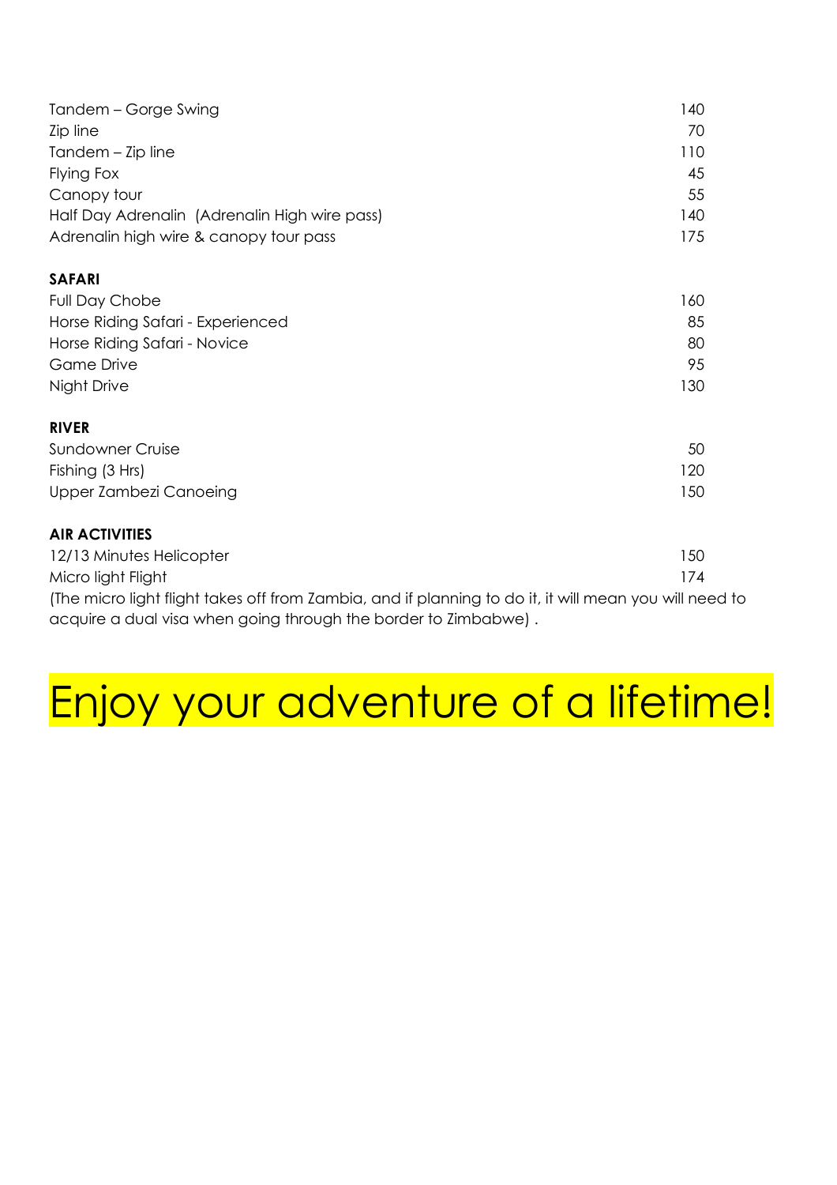| | |
|---|---|
| Tandem – Gorge Swing | 140 |
| Zip line | 70 |
| Tandem – Zip line | 110 |
| Flying Fox | 45 |
| Canopy tour | 55 |
| Half Day Adrenalin (Adrenalin High wire pass) | 140 |
| Adrenalin high wire & canopy tour pass | 175 |

**SAFARI**

| | |
|---|---|
| Full Day Chobe | 160 |
| Horse Riding Safari - Experienced | 85 |
| Horse Riding Safari - Novice | 80 |
| Game Drive | 95 |
| Night Drive | 130 |

**RIVER**

| | |
|---|---|
| Sundowner Cruise | 50 |
| Fishing (3 Hrs) | 120 |
| Upper Zambezi Canoeing | 150 |

**AIR ACTIVITIES**

| | |
|---|---|
| 12/13 Minutes Helicopter | 150 |
| Micro light Flight | 174 |

(The micro light flight takes off from Zambia, and if planning to do it, it will mean you will need to acquire a dual visa when going through the border to Zimbabwe) .

# Enjoy your adventure of a lifetime!